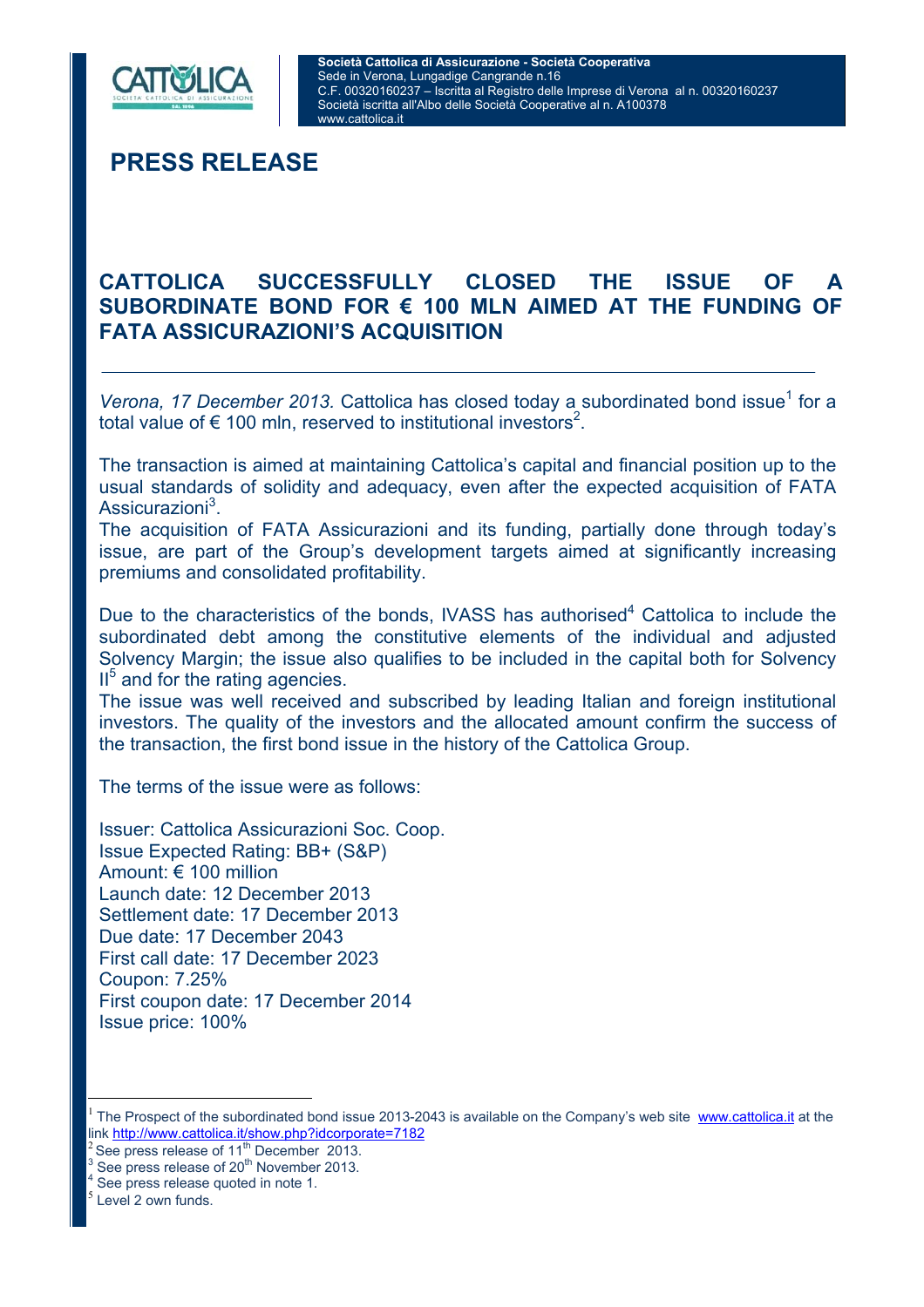Società Cattolica di Assicurazione - Società Cooperativa
Sede in Verona, Lungadige Cangrande n.16
C.F. 00320160237 – Iscritta al Registro delle Imprese di Verona al n. 00320160237
Società iscritta all'Albo delle Società Cooperative al n. A100378
www.cattolica.it

# PRESS RELEASE

## CATTOLICA SUCCESSFULLY CLOSED THE ISSUE OF A SUBORDINATE BOND FOR € 100 MLN AIMED AT THE FUNDING OF FATA ASSICURAZIONI'S ACQUISITION

---

*Verona, 17 December 2013.* Cattolica has closed today a subordinated bond issue[1] for a total value of € 100 mln, reserved to institutional investors[2].

The transaction is aimed at maintaining Cattolica's capital and financial position up to the usual standards of solidity and adequacy, even after the expected acquisition of FATA Assicurazioni[3].
The acquisition of FATA Assicurazioni and its funding, partially done through today's issue, are part of the Group's development targets aimed at significantly increasing premiums and consolidated profitability.

Due to the characteristics of the bonds, IVASS has authorised[4] Cattolica to include the subordinated debt among the constitutive elements of the individual and adjusted Solvency Margin; the issue also qualifies to be included in the capital both for Solvency II[5] and for the rating agencies.
The issue was well received and subscribed by leading Italian and foreign institutional investors. The quality of the investors and the allocated amount confirm the success of the transaction, the first bond issue in the history of the Cattolica Group.

The terms of the issue were as follows:

Issuer: Cattolica Assicurazioni Soc. Coop.
Issue Expected Rating: BB+ (S&P)
Amount: € 100 million
Launch date: 12 December 2013
Settlement date: 17 December 2013
Due date: 17 December 2043
First call date: 17 December 2023
Coupon: 7.25%
First coupon date: 17 December 2014
Issue price: 100%

---

[1] The Prospect of the subordinated bond issue 2013-2043 is available on the Company's web site www.cattolica.it at the link http://www.cattolica.it/show.php?idcorporate=7182
[2] See press release of 11th December 2013.
[3] See press release of 20th November 2013.
[4] See press release quoted in note 1.
[5] Level 2 own funds.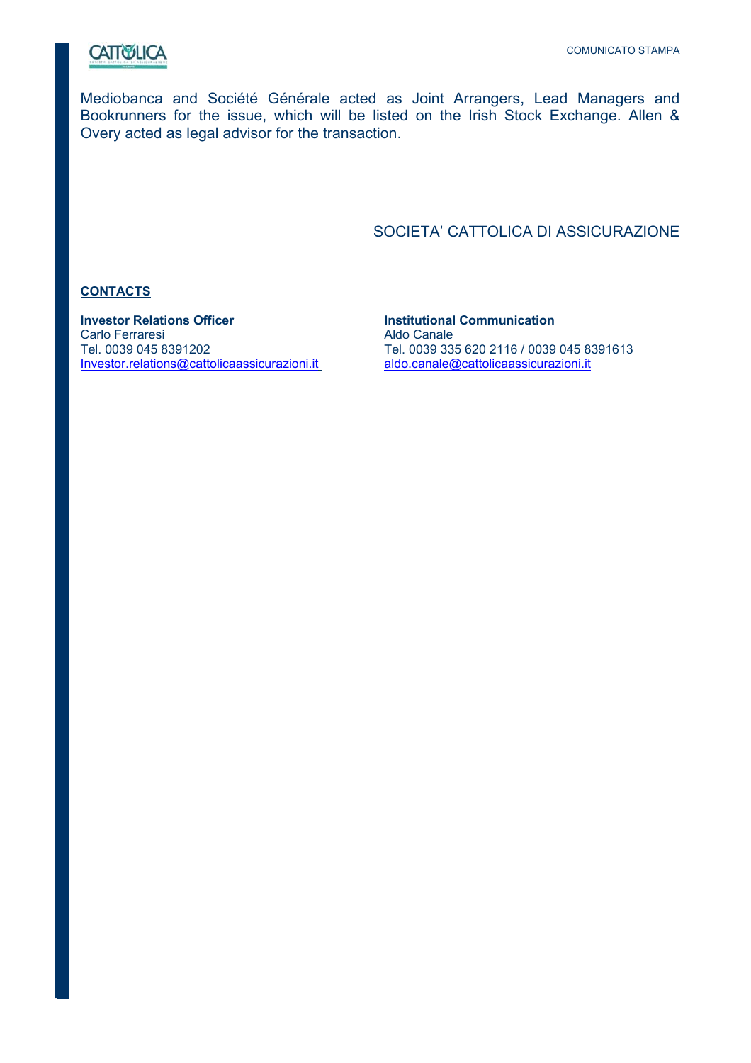Mediobanca and Société Générale acted as Joint Arrangers, Lead Managers and Bookrunners for the issue, which will be listed on the Irish Stock Exchange. Allen & Overy acted as legal advisor for the transaction.

SOCIETA' CATTOLICA DI ASSICURAZIONE

**CONTACTS**

**Investor Relations Officer**
Carlo Ferraresi
Tel. 0039 045 8391202
Investor.relations@cattolicaassicurazioni.it

**Institutional Communication**
Aldo Canale
Tel. 0039 335 620 2116 / 0039 045 8391613
aldo.canale@cattolicaassicurazioni.it